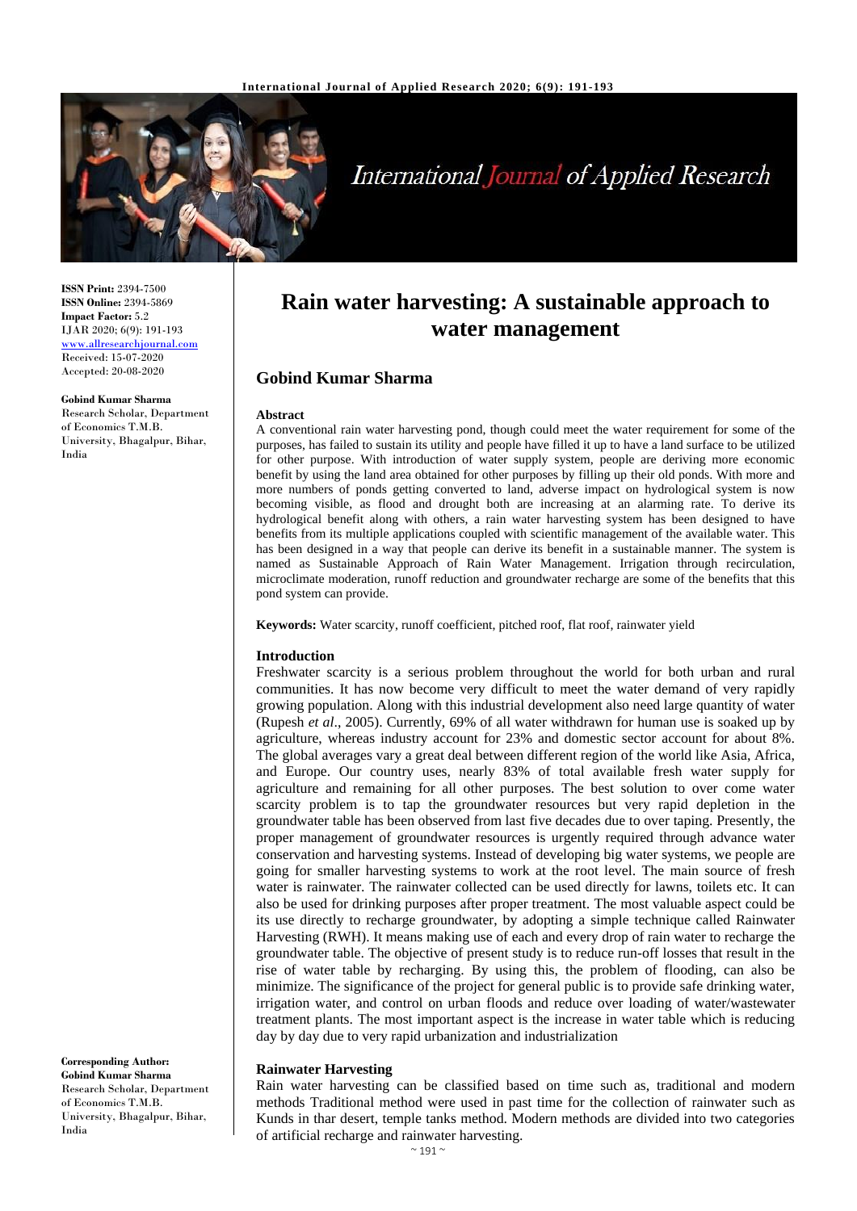**ISSN Print:** 2394-7500
**ISSN Online:** 2394-5869
**Impact Factor:** 5.2
IJAR 2020; 6(9): 191-193
www.allresearchjournal.com
Received: 15-07-2020
Accepted: 20-08-2020

**Gobind Kumar Sharma**
Research Scholar, Department of Economics T.M.B. University, Bhagalpur, Bihar, India

**Corresponding Author:**
**Gobind Kumar Sharma**
Research Scholar, Department of Economics T.M.B. University, Bhagalpur, Bihar, India

# Rain water harvesting: A sustainable approach to water management

## Gobind Kumar Sharma

### Abstract

A conventional rain water harvesting pond, though could meet the water requirement for some of the purposes, has failed to sustain its utility and people have filled it up to have a land surface to be utilized for other purpose. With introduction of water supply system, people are deriving more economic benefit by using the land area obtained for other purposes by filling up their old ponds. With more and more numbers of ponds getting converted to land, adverse impact on hydrological system is now becoming visible, as flood and drought both are increasing at an alarming rate. To derive its hydrological benefit along with others, a rain water harvesting system has been designed to have benefits from its multiple applications coupled with scientific management of the available water. This has been designed in a way that people can derive its benefit in a sustainable manner. The system is named as Sustainable Approach of Rain Water Management. Irrigation through recirculation, microclimate moderation, runoff reduction and groundwater recharge are some of the benefits that this pond system can provide.

**Keywords:** Water scarcity, runoff coefficient, pitched roof, flat roof, rainwater yield

### Introduction

Freshwater scarcity is a serious problem throughout the world for both urban and rural communities. It has now become very difficult to meet the water demand of very rapidly growing population. Along with this industrial development also need large quantity of water (Rupesh *et al*., 2005). Currently, 69% of all water withdrawn for human use is soaked up by agriculture, whereas industry account for 23% and domestic sector account for about 8%. The global averages vary a great deal between different region of the world like Asia, Africa, and Europe. Our country uses, nearly 83% of total available fresh water supply for agriculture and remaining for all other purposes. The best solution to over come water scarcity problem is to tap the groundwater resources but very rapid depletion in the groundwater table has been observed from last five decades due to over taping. Presently, the proper management of groundwater resources is urgently required through advance water conservation and harvesting systems. Instead of developing big water systems, we people are going for smaller harvesting systems to work at the root level. The main source of fresh water is rainwater. The rainwater collected can be used directly for lawns, toilets etc. It can also be used for drinking purposes after proper treatment. The most valuable aspect could be its use directly to recharge groundwater, by adopting a simple technique called Rainwater Harvesting (RWH). It means making use of each and every drop of rain water to recharge the groundwater table. The objective of present study is to reduce run-off losses that result in the rise of water table by recharging. By using this, the problem of flooding, can also be minimize. The significance of the project for general public is to provide safe drinking water, irrigation water, and control on urban floods and reduce over loading of water/wastewater treatment plants. The most important aspect is the increase in water table which is reducing day by day due to very rapid urbanization and industrialization

### Rainwater Harvesting

Rain water harvesting can be classified based on time such as, traditional and modern methods Traditional method were used in past time for the collection of rainwater such as Kunds in thar desert, temple tanks method. Modern methods are divided into two categories of artificial recharge and rainwater harvesting.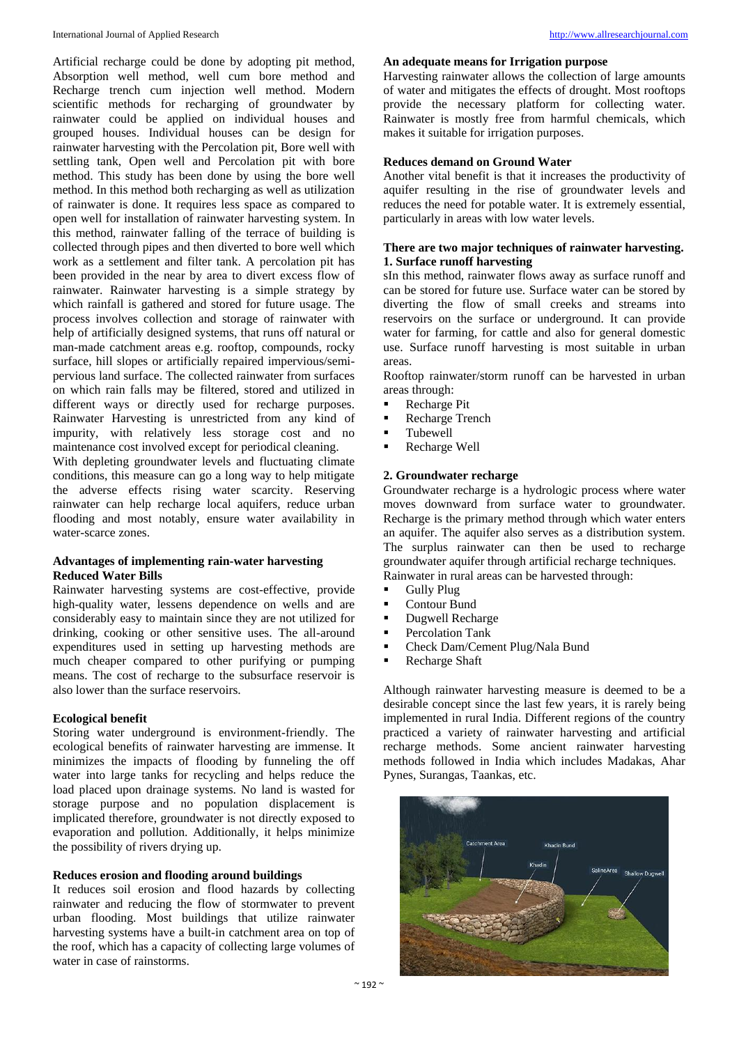Artificial recharge could be done by adopting pit method, Absorption well method, well cum bore method and Recharge trench cum injection well method. Modern scientific methods for recharging of groundwater by rainwater could be applied on individual houses and grouped houses. Individual houses can be design for rainwater harvesting with the Percolation pit, Bore well with settling tank, Open well and Percolation pit with bore method. This study has been done by using the bore well method. In this method both recharging as well as utilization of rainwater is done. It requires less space as compared to open well for installation of rainwater harvesting system. In this method, rainwater falling of the terrace of building is collected through pipes and then diverted to bore well which work as a settlement and filter tank. A percolation pit has been provided in the near by area to divert excess flow of rainwater. Rainwater harvesting is a simple strategy by which rainfall is gathered and stored for future usage. The process involves collection and storage of rainwater with help of artificially designed systems, that runs off natural or man-made catchment areas e.g. rooftop, compounds, rocky surface, hill slopes or artificially repaired impervious/semi-pervious land surface. The collected rainwater from surfaces on which rain falls may be filtered, stored and utilized in different ways or directly used for recharge purposes. Rainwater Harvesting is unrestricted from any kind of impurity, with relatively less storage cost and no maintenance cost involved except for periodical cleaning.

With depleting groundwater levels and fluctuating climate conditions, this measure can go a long way to help mitigate the adverse effects rising water scarcity. Reserving rainwater can help recharge local aquifers, reduce urban flooding and most notably, ensure water availability in water-scarce zones.

**Advantages of implementing rain-water harvesting**

**Reduced Water Bills**

Rainwater harvesting systems are cost-effective, provide high-quality water, lessens dependence on wells and are considerably easy to maintain since they are not utilized for drinking, cooking or other sensitive uses. The all-around expenditures used in setting up harvesting methods are much cheaper compared to other purifying or pumping means. The cost of recharge to the subsurface reservoir is also lower than the surface reservoirs.

**Ecological benefit**

Storing water underground is environment-friendly. The ecological benefits of rainwater harvesting are immense. It minimizes the impacts of flooding by funneling the off water into large tanks for recycling and helps reduce the load placed upon drainage systems. No land is wasted for storage purpose and no population displacement is implicated therefore, groundwater is not directly exposed to evaporation and pollution. Additionally, it helps minimize the possibility of rivers drying up.

**Reduces erosion and flooding around buildings**

It reduces soil erosion and flood hazards by collecting rainwater and reducing the flow of stormwater to prevent urban flooding. Most buildings that utilize rainwater harvesting systems have a built-in catchment area on top of the roof, which has a capacity of collecting large volumes of water in case of rainstorms.

**An adequate means for Irrigation purpose**

Harvesting rainwater allows the collection of large amounts of water and mitigates the effects of drought. Most rooftops provide the necessary platform for collecting water. Rainwater is mostly free from harmful chemicals, which makes it suitable for irrigation purposes.

**Reduces demand on Ground Water**

Another vital benefit is that it increases the productivity of aquifer resulting in the rise of groundwater levels and reduces the need for potable water. It is extremely essential, particularly in areas with low water levels.

**There are two major techniques of rainwater harvesting.**

**1. Surface runoff harvesting**

sIn this method, rainwater flows away as surface runoff and can be stored for future use. Surface water can be stored by diverting the flow of small creeks and streams into reservoirs on the surface or underground. It can provide water for farming, for cattle and also for general domestic use. Surface runoff harvesting is most suitable in urban areas.

Rooftop rainwater/storm runoff can be harvested in urban areas through:

- Recharge Pit
- Recharge Trench
- Tubewell
- Recharge Well

**2. Groundwater recharge**

Groundwater recharge is a hydrologic process where water moves downward from surface water to groundwater. Recharge is the primary method through which water enters an aquifer. The aquifer also serves as a distribution system. The surplus rainwater can then be used to recharge groundwater aquifer through artificial recharge techniques.

Rainwater in rural areas can be harvested through:

- Gully Plug
- Contour Bund
- Dugwell Recharge
- Percolation Tank
- Check Dam/Cement Plug/Nala Bund
- Recharge Shaft

Although rainwater harvesting measure is deemed to be a desirable concept since the last few years, it is rarely being implemented in rural India. Different regions of the country practiced a variety of rainwater harvesting and artificial recharge methods. Some ancient rainwater harvesting methods followed in India which includes Madakas, Ahar Pynes, Surangas, Taankas, etc.

Catchment Area
Khadin Bund
Khadin
SalineArea
Shallow Dugwell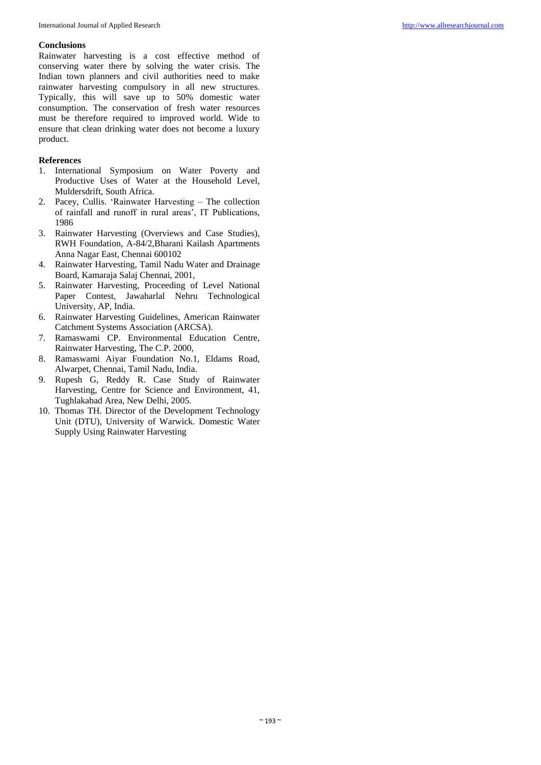### Conclusions

Rainwater harvesting is a cost effective method of conserving water there by solving the water crisis. The Indian town planners and civil authorities need to make rainwater harvesting compulsory in all new structures. Typically, this will save up to 50% domestic water consumption. The conservation of fresh water resources must be therefore required to improved world. Wide to ensure that clean drinking water does not become a luxury product.

### References

1. International Symposium on Water Poverty and Productive Uses of Water at the Household Level, Muldersdrift, South Africa.
2. Pacey, Cullis. 'Rainwater Harvesting – The collection of rainfall and runoff in rural areas', IT Publications, 1986
3. Rainwater Harvesting (Overviews and Case Studies), RWH Foundation, A-84/2,Bharani Kailash Apartments Anna Nagar East, Chennai 600102
4. Rainwater Harvesting, Tamil Nadu Water and Drainage Board, Kamaraja Salaj Chennai, 2001,
5. Rainwater Harvesting, Proceeding of Level National Paper Contest, Jawaharlal Nehru Technological University, AP, India.
6. Rainwater Harvesting Guidelines, American Rainwater Catchment Systems Association (ARCSA).
7. Ramaswami CP. Environmental Education Centre, Rainwater Harvesting, The C.P. 2000,
8. Ramaswami Aiyar Foundation No.1, Eldams Road, Alwarpet, Chennai, Tamil Nadu, India.
9. Rupesh G, Reddy R. Case Study of Rainwater Harvesting, Centre for Science and Environment, 41, Tughlakabad Area, New Delhi, 2005.
10. Thomas TH. Director of the Development Technology Unit (DTU), University of Warwick. Domestic Water Supply Using Rainwater Harvesting